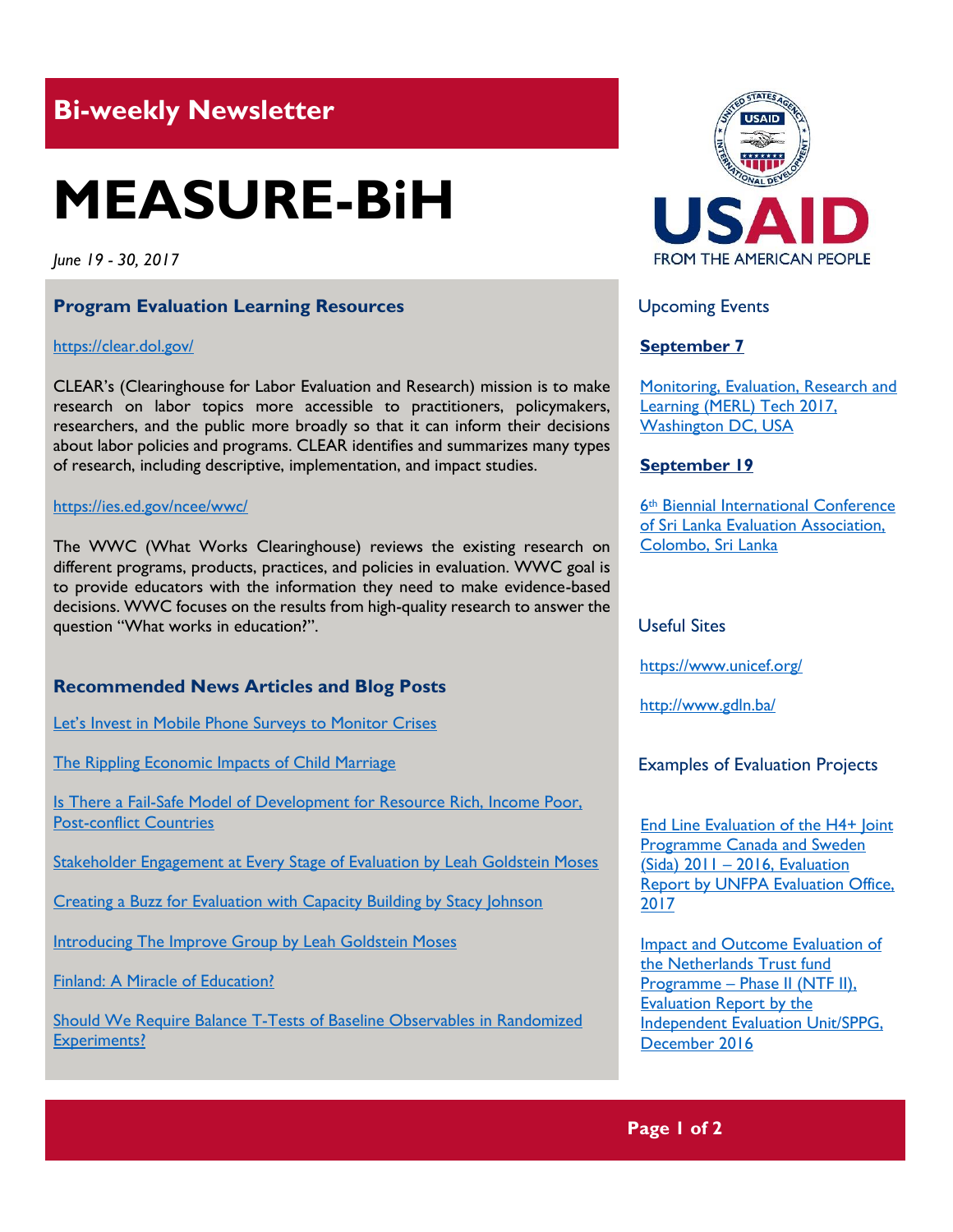Bi-weekly Newsletter

# MEASURE-BiH

*June 19 - 30, 2017*

## Program Evaluation Learning Resources

https://clear.dol.gov/

CLEAR's (Clearinghouse for Labor Evaluation and Research) mission is to make research on labor topics more accessible to practitioners, policymakers, researchers, and the public more broadly so that it can inform their decisions about labor policies and programs. CLEAR identifies and summarizes many types of research, including descriptive, implementation, and impact studies.

https://ies.ed.gov/ncee/wwc/

The WWC (What Works Clearinghouse) reviews the existing research on different programs, products, practices, and policies in evaluation. WWC goal is to provide educators with the information they need to make evidence-based decisions. WWC focuses on the results from high-quality research to answer the question "What works in education?".

## Recommended News Articles and Blog Posts

Let's Invest in Mobile Phone Surveys to Monitor Crises

The Rippling Economic Impacts of Child Marriage

Is There a Fail-Safe Model of Development for Resource Rich, Income Poor, Post-conflict Countries

Stakeholder Engagement at Every Stage of Evaluation by Leah Goldstein Moses

Creating a Buzz for Evaluation with Capacity Building by Stacy Johnson

Introducing The Improve Group by Leah Goldstein Moses

Finland: A Miracle of Education?

Should We Require Balance T-Tests of Baseline Observables in Randomized Experiments?

USAID
FROM THE AMERICAN PEOPLE

## Upcoming Events

**September 7**

Monitoring, Evaluation, Research and Learning (MERL) Tech 2017, Washington DC, USA

**September 19**

6th Biennial International Conference of Sri Lanka Evaluation Association, Colombo, Sri Lanka

## Useful Sites

https://www.unicef.org/

http://www.gdln.ba/

## Examples of Evaluation Projects

End Line Evaluation of the H4+ Joint Programme Canada and Sweden (Sida) 2011 – 2016, Evaluation Report by UNFPA Evaluation Office, 2017

Impact and Outcome Evaluation of the Netherlands Trust fund Programme – Phase II (NTF II), Evaluation Report by the Independent Evaluation Unit/SPPG, December 2016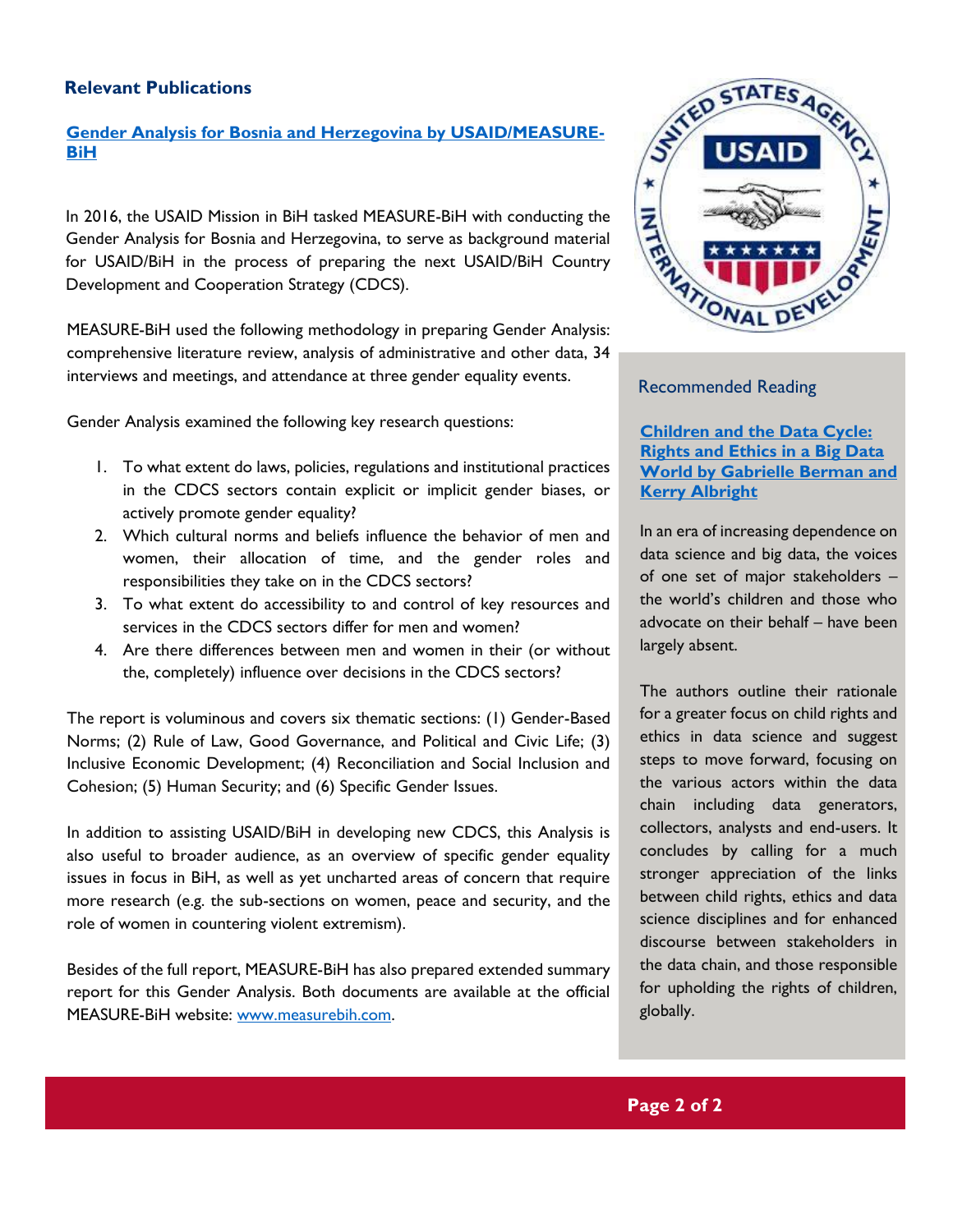## Relevant Publications

### [Gender Analysis for Bosnia and Herzegovina by USAID/MEASURE-BiH]

In 2016, the USAID Mission in BiH tasked MEASURE-BiH with conducting the Gender Analysis for Bosnia and Herzegovina, to serve as background material for USAID/BiH in the process of preparing the next USAID/BiH Country Development and Cooperation Strategy (CDCS).

MEASURE-BiH used the following methodology in preparing Gender Analysis: comprehensive literature review, analysis of administrative and other data, 34 interviews and meetings, and attendance at three gender equality events.

Gender Analysis examined the following key research questions:

1. To what extent do laws, policies, regulations and institutional practices in the CDCS sectors contain explicit or implicit gender biases, or actively promote gender equality?
2. Which cultural norms and beliefs influence the behavior of men and women, their allocation of time, and the gender roles and responsibilities they take on in the CDCS sectors?
3. To what extent do accessibility to and control of key resources and services in the CDCS sectors differ for men and women?
4. Are there differences between men and women in their (or without the, completely) influence over decisions in the CDCS sectors?

The report is voluminous and covers six thematic sections: (1) Gender-Based Norms; (2) Rule of Law, Good Governance, and Political and Civic Life; (3) Inclusive Economic Development; (4) Reconciliation and Social Inclusion and Cohesion; (5) Human Security; and (6) Specific Gender Issues.

In addition to assisting USAID/BiH in developing new CDCS, this Analysis is also useful to broader audience, as an overview of specific gender equality issues in focus in BiH, as well as yet uncharted areas of concern that require more research (e.g. the sub-sections on women, peace and security, and the role of women in countering violent extremism).

Besides of the full report, MEASURE-BiH has also prepared extended summary report for this Gender Analysis. Both documents are available at the official MEASURE-BiH website: www.measurebih.com.

## Recommended Reading

### [Children and the Data Cycle: Rights and Ethics in a Big Data World by Gabrielle Berman and Kerry Albright]

In an era of increasing dependence on data science and big data, the voices of one set of major stakeholders – the world's children and those who advocate on their behalf – have been largely absent.

The authors outline their rationale for a greater focus on child rights and ethics in data science and suggest steps to move forward, focusing on the various actors within the data chain including data generators, collectors, analysts and end-users. It concludes by calling for a much stronger appreciation of the links between child rights, ethics and data science disciplines and for enhanced discourse between stakeholders in the data chain, and those responsible for upholding the rights of children, globally.